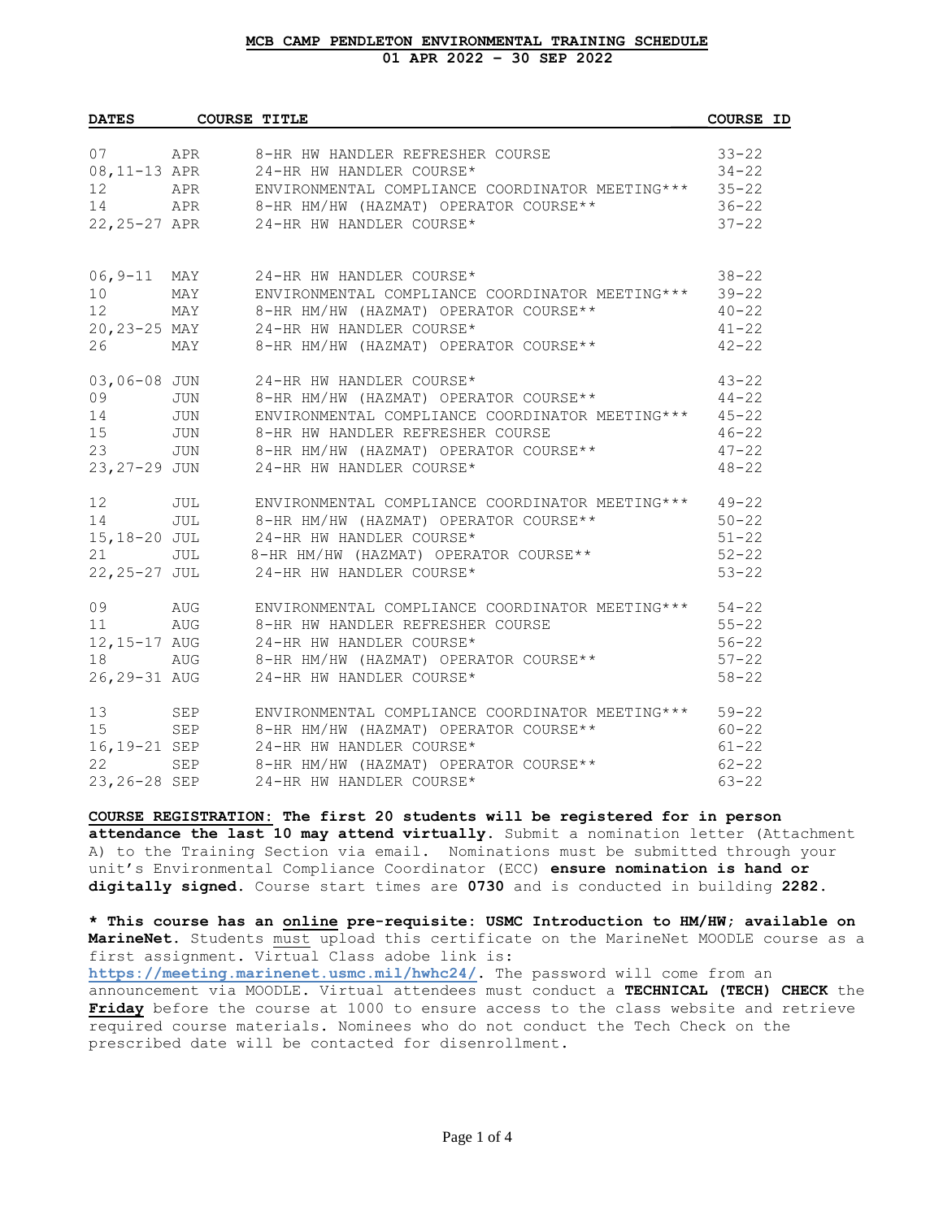# MCB CAMP PENDLETON ENVIRONMENTAL TRAINING SCHEDULE

## 01 APR 2022 – 30 SEP 2022

| DATES | COURSE TITLE | COURSE ID |
|---|---|---|
| 07 APR | 8-HR HW HANDLER REFRESHER COURSE | 33-22 |
| 08,11-13 APR | 24-HR HW HANDLER COURSE* | 34-22 |
| 12 APR | ENVIRONMENTAL COMPLIANCE COORDINATOR MEETING*** | 35-22 |
| 14 APR | 8-HR HM/HW (HAZMAT) OPERATOR COURSE** | 36-22 |
| 22,25-27 APR | 24-HR HW HANDLER COURSE* | 37-22 |
| 06,9-11 MAY | 24-HR HW HANDLER COURSE* | 38-22 |
| 10 MAY | ENVIRONMENTAL COMPLIANCE COORDINATOR MEETING*** | 39-22 |
| 12 MAY | 8-HR HM/HW (HAZMAT) OPERATOR COURSE** | 40-22 |
| 20,23-25 MAY | 24-HR HW HANDLER COURSE* | 41-22 |
| 26 MAY | 8-HR HM/HW (HAZMAT) OPERATOR COURSE** | 42-22 |
| 03,06-08 JUN | 24-HR HW HANDLER COURSE* | 43-22 |
| 09 JUN | 8-HR HM/HW (HAZMAT) OPERATOR COURSE** | 44-22 |
| 14 JUN | ENVIRONMENTAL COMPLIANCE COORDINATOR MEETING*** | 45-22 |
| 15 JUN | 8-HR HW HANDLER REFRESHER COURSE | 46-22 |
| 23 JUN | 8-HR HM/HW (HAZMAT) OPERATOR COURSE** | 47-22 |
| 23,27-29 JUN | 24-HR HW HANDLER COURSE* | 48-22 |
| 12 JUL | ENVIRONMENTAL COMPLIANCE COORDINATOR MEETING*** | 49-22 |
| 14 JUL | 8-HR HM/HW (HAZMAT) OPERATOR COURSE** | 50-22 |
| 15,18-20 JUL | 24-HR HW HANDLER COURSE* | 51-22 |
| 21 JUL | 8-HR HM/HW (HAZMAT) OPERATOR COURSE** | 52-22 |
| 22,25-27 JUL | 24-HR HW HANDLER COURSE* | 53-22 |
| 09 AUG | ENVIRONMENTAL COMPLIANCE COORDINATOR MEETING*** | 54-22 |
| 11 AUG | 8-HR HW HANDLER REFRESHER COURSE | 55-22 |
| 12,15-17 AUG | 24-HR HW HANDLER COURSE* | 56-22 |
| 18 AUG | 8-HR HM/HW (HAZMAT) OPERATOR COURSE** | 57-22 |
| 26,29-31 AUG | 24-HR HW HANDLER COURSE* | 58-22 |
| 13 SEP | ENVIRONMENTAL COMPLIANCE COORDINATOR MEETING*** | 59-22 |
| 15 SEP | 8-HR HM/HW (HAZMAT) OPERATOR COURSE** | 60-22 |
| 16,19-21 SEP | 24-HR HW HANDLER COURSE* | 61-22 |
| 22 SEP | 8-HR HM/HW (HAZMAT) OPERATOR COURSE** | 62-22 |
| 23,26-28 SEP | 24-HR HW HANDLER COURSE* | 63-22 |

**COURSE REGISTRATION: The first 20 students will be registered for in person attendance the last 10 may attend virtually.** Submit a nomination letter (Attachment A) to the Training Section via email. Nominations must be submitted through your unit's Environmental Compliance Coordinator (ECC) **ensure nomination is hand or digitally signed.** Course start times are **0730** and is conducted in building **2282.**

**\* This course has an online pre-requisite: USMC Introduction to HM/HW; available on MarineNet.** Students must upload this certificate on the MarineNet MOODLE course as a first assignment. Virtual Class adobe link is: **https://meeting.marinenet.usmc.mil/hwhc24/**. The password will come from an announcement via MOODLE. Virtual attendees must conduct a **TECHNICAL (TECH) CHECK** the **Friday** before the course at 1000 to ensure access to the class website and retrieve required course materials. Nominees who do not conduct the Tech Check on the prescribed date will be contacted for disenrollment.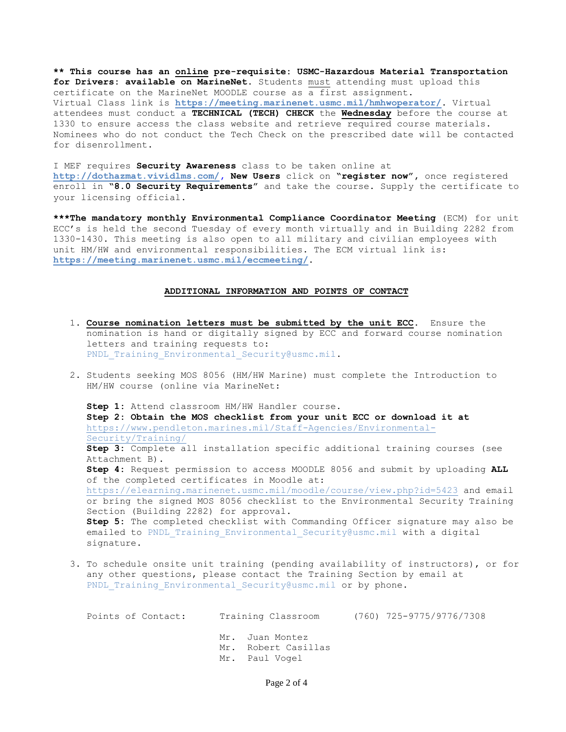**** This course has an online pre-requisite: USMC-Hazardous Material Transportation for Drivers: available on MarineNet.** Students must attending must upload this certificate on the MarineNet MOODLE course as a first assignment. Virtual Class link is **https://meeting.marinenet.usmc.mil/hmhwoperator/**. Virtual attendees must conduct a **TECHNICAL (TECH) CHECK** the **Wednesday** before the course at 1330 to ensure access the class website and retrieve required course materials. Nominees who do not conduct the Tech Check on the prescribed date will be contacted for disenrollment.

I MEF requires **Security Awareness** class to be taken online at **http://dothazmat.vividlms.com/**, **New Users** click on **"register now"**, once registered enroll in **"8.0 Security Requirements"** and take the course. Supply the certificate to your licensing official.

*****The mandatory monthly Environmental Compliance Coordinator Meeting** (ECM) for unit ECC's is held the second Tuesday of every month virtually and in Building 2282 from 1330-1430. This meeting is also open to all military and civilian employees with unit HM/HW and environmental responsibilities. The ECM virtual link is: **https://meeting.marinenet.usmc.mil/eccmeeting/**.

## ADDITIONAL INFORMATION AND POINTS OF CONTACT

1. **Course nomination letters must be submitted by the unit ECC**. Ensure the nomination is hand or digitally signed by ECC and forward course nomination letters and training requests to: PNDL_Training_Environmental_Security@usmc.mil.

2. Students seeking MOS 8056 (HM/HW Marine) must complete the Introduction to HM/HW course (online via MarineNet:

   **Step 1:** Attend classroom HM/HW Handler course.
   **Step 2: Obtain the MOS checklist from your unit ECC or download it at** https://www.pendleton.marines.mil/Staff-Agencies/Environmental-Security/Training/
   **Step 3:** Complete all installation specific additional training courses (see Attachment B).
   **Step 4:** Request permission to access MOODLE 8056 and submit by uploading **ALL** of the completed certificates in Moodle at: https://elearning.marinenet.usmc.mil/moodle/course/view.php?id=5423 and email or bring the signed MOS 8056 checklist to the Environmental Security Training Section (Building 2282) for approval.
   **Step 5:** The completed checklist with Commanding Officer signature may also be emailed to PNDL_Training_Environmental_Security@usmc.mil with a digital signature.

3. To schedule onsite unit training (pending availability of instructors), or for any other questions, please contact the Training Section by email at PNDL_Training_Environmental_Security@usmc.mil or by phone.

Points of Contact: Training Classroom (760) 725-9775/9776/7308

Mr. Juan Montez
Mr. Robert Casillas
Mr. Paul Vogel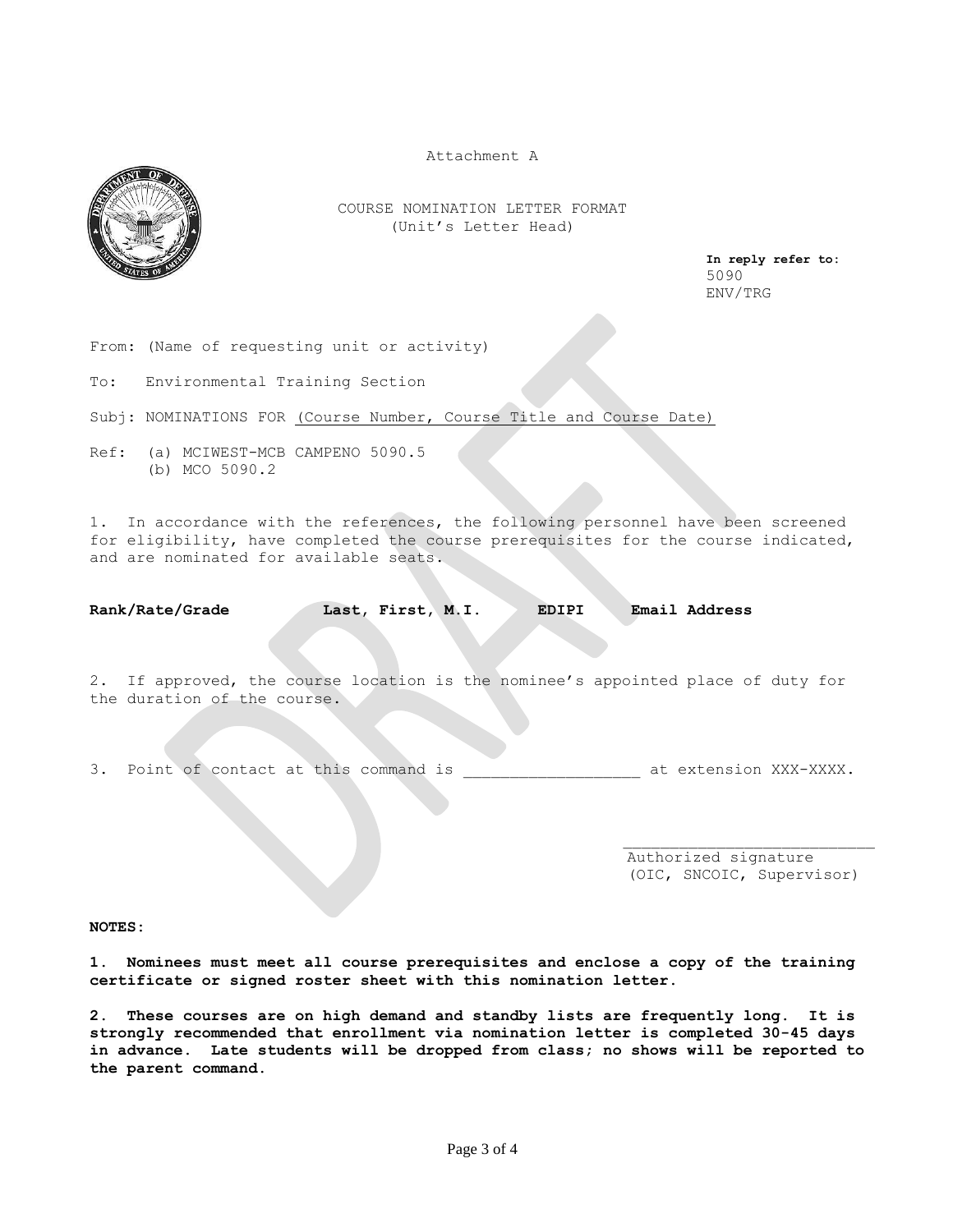Attachment A

COURSE NOMINATION LETTER FORMAT
(Unit's Letter Head)

**In reply refer to:**
5090
ENV/TRG

From: (Name of requesting unit or activity)

To: Environmental Training Section

Subj: NOMINATIONS FOR (Course Number, Course Title and Course Date)

Ref: (a) MCIWEST-MCB CAMPENO 5090.5
(b) MCO 5090.2

1. In accordance with the references, the following personnel have been screened for eligibility, have completed the course prerequisites for the course indicated, and are nominated for available seats.

| **Rank/Rate/Grade** | **Last, First, M.I.** | **EDIPI** | **Email Address** |
|---|---|---|---|

2. If approved, the course location is the nominee's appointed place of duty for the duration of the course.

3. Point of contact at this command is __________________ at extension XXX-XXXX.

___________________________
Authorized signature
(OIC, SNCOIC, Supervisor)

**NOTES:**

**1. Nominees must meet all course prerequisites and enclose a copy of the training certificate or signed roster sheet with this nomination letter.**

**2. These courses are on high demand and standby lists are frequently long. It is strongly recommended that enrollment via nomination letter is completed 30-45 days in advance. Late students will be dropped from class; no shows will be reported to the parent command.**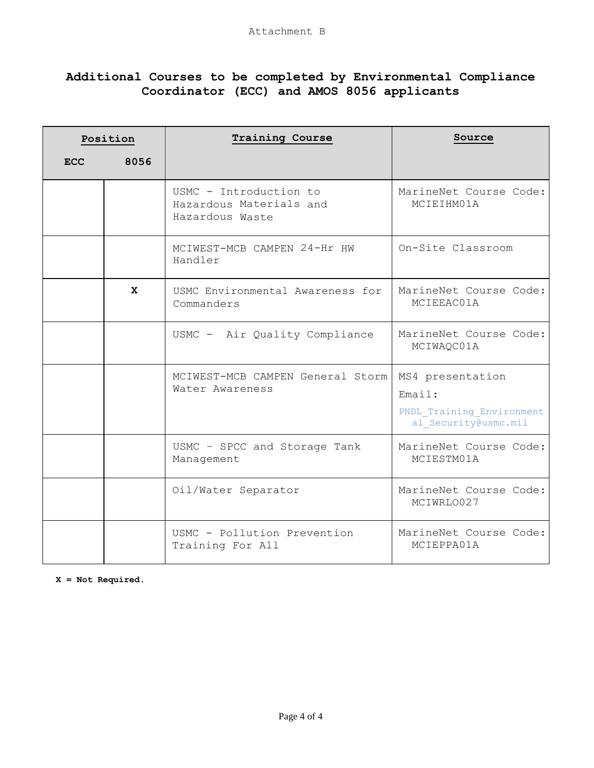Attachment B

## Additional Courses to be completed by Environmental Compliance Coordinator (ECC) and AMOS 8056 applicants

| Position | | Training Course | Source |
|---|---|---|---|
| **ECC** | **8056** | | |
| | | USMC - Introduction to Hazardous Materials and Hazardous Waste | MarineNet Course Code: MCIEIHM01A |
| | | MCIWEST-MCB CAMPEN 24-Hr HW Handler | On-Site Classroom |
| | **X** | USMC Environmental Awareness for Commanders | MarineNet Course Code: MCIEEAC01A |
| | | USMC - Air Quality Compliance | MarineNet Course Code: MCIWAQC01A |
| | | MCIWEST-MCB CAMPEN General Storm Water Awareness | MS4 presentation<br>Email:<br>PNDL_Training_Environmental_Security@usmc.mil |
| | | USMC – SPCC and Storage Tank Management | MarineNet Course Code: MCIESTM01A |
| | | Oil/Water Separator | MarineNet Course Code: MCIWRLO027 |
| | | USMC - Pollution Prevention Training For All | MarineNet Course Code: MCIEPPA01A |

**X = Not Required.**